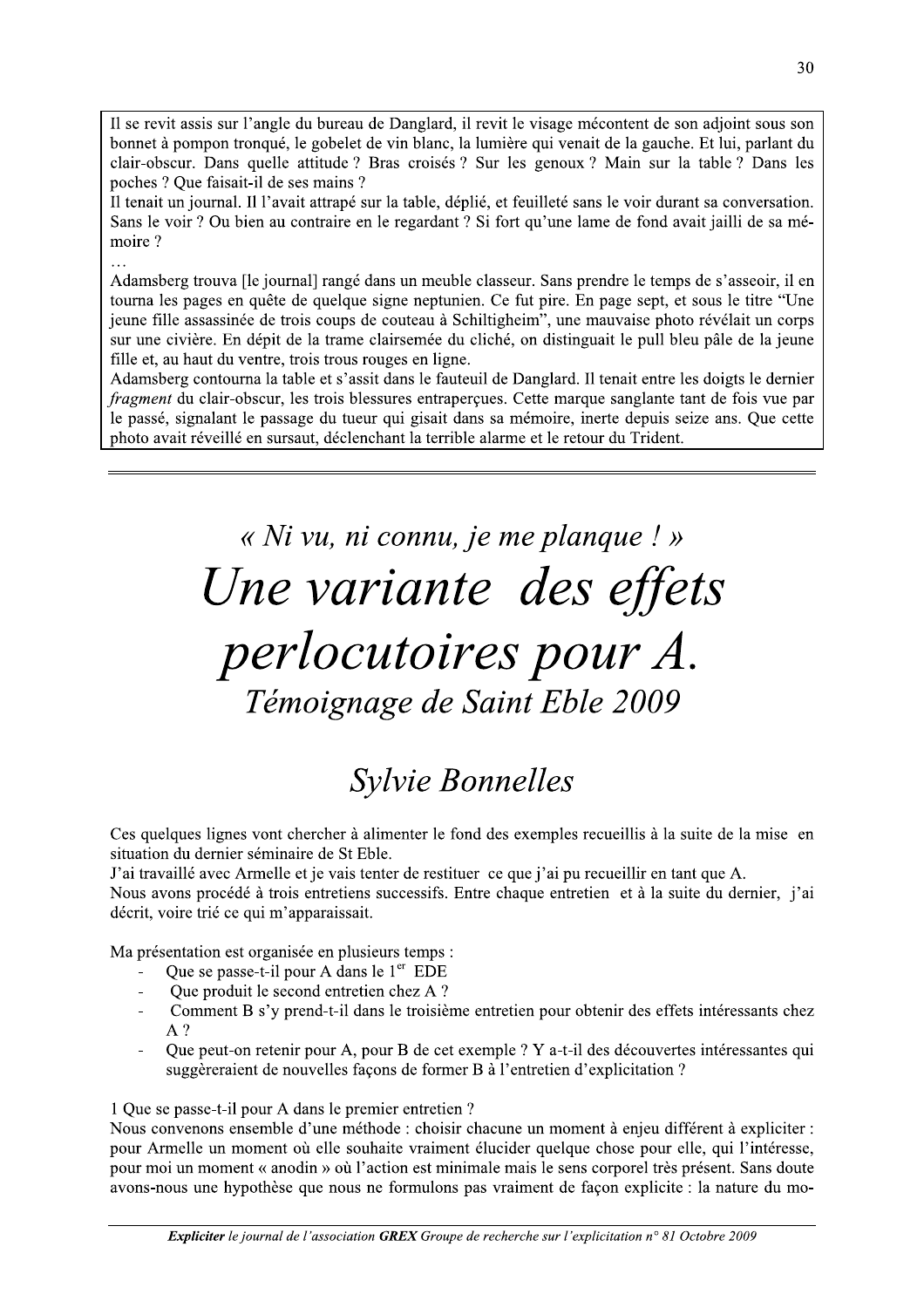Il se revit assis sur l'angle du bureau de Danglard, il revit le visage mécontent de son adjoint sous son bonnet à pompon tronqué, le gobelet de vin blanc, la lumière qui venait de la gauche. Et lui, parlant du clair-obscur. Dans quelle attitude ? Bras croisés ? Sur les genoux ? Main sur la table ? Dans les poches ? Que faisait-il de ses mains ?

Il tenait un journal. Il l'avait attrapé sur la table, déplié, et feuilleté sans le voir durant sa conversation. Sans le voir ? Ou bien au contraire en le regardant ? Si fort qu'une lame de fond avait jailli de sa mémoire ?

…

Adamsberg trouva [le journal] rangé dans un meuble classeur. Sans prendre le temps de s'asseoir, il en tourna les pages en quête de quelque signe neptunien. Ce fut pire. En page sept, et sous le titre "Une jeune fille assassinée de trois coups de couteau à Schiltigheim", une mauvaise photo révélait un corps sur une civière. En dépit de la trame clairsemée du cliché, on distinguait le pull bleu pâle de la jeune fille et, au haut du ventre, trois trous rouges en ligne.

Adamsberg contourna la table et s'assit dans le fauteuil de Danglard. Il tenait entre les doigts le dernier *fragment* du clair-obscur, les trois blessures entraperçues. Cette marque sanglante tant de fois vue par le passé, signalant le passage du tueur qui gisait dans sa mémoire, inerte depuis seize ans. Que cette photo avait réveillé en sursaut, déclenchant la terrible alarme et le retour du Trident.

---

*« Ni vu, ni connu, je me planque ! »*

# *Une variante des effets perlocutoires pour A.*

## *Témoignage de Saint Eble 2009*

## *Sylvie Bonnelles*

Ces quelques lignes vont chercher à alimenter le fond des exemples recueillis à la suite de la mise en situation du dernier séminaire de St Eble.

J'ai travaillé avec Armelle et je vais tenter de restituer ce que j'ai pu recueillir en tant que A.

Nous avons procédé à trois entretiens successifs. Entre chaque entretien et à la suite du dernier, j'ai décrit, voire trié ce qui m'apparaissait.

Ma présentation est organisée en plusieurs temps :

- Que se passe-t-il pour A dans le 1er EDE
- Que produit le second entretien chez A ?
- Comment B s'y prend-t-il dans le troisième entretien pour obtenir des effets intéressants chez A ?
- Que peut-on retenir pour A, pour B de cet exemple ? Y a-t-il des découvertes intéressantes qui suggèreraient de nouvelles façons de former B à l'entretien d'explicitation ?

1 Que se passe-t-il pour A dans le premier entretien ?

Nous convenons ensemble d'une méthode : choisir chacune un moment à enjeu différent à expliciter : pour Armelle un moment où elle souhaite vraiment élucider quelque chose pour elle, qui l'intéresse, pour moi un moment « anodin » où l'action est minimale mais le sens corporel très présent. Sans doute avons-nous une hypothèse que nous ne formulons pas vraiment de façon explicite : la nature du mo-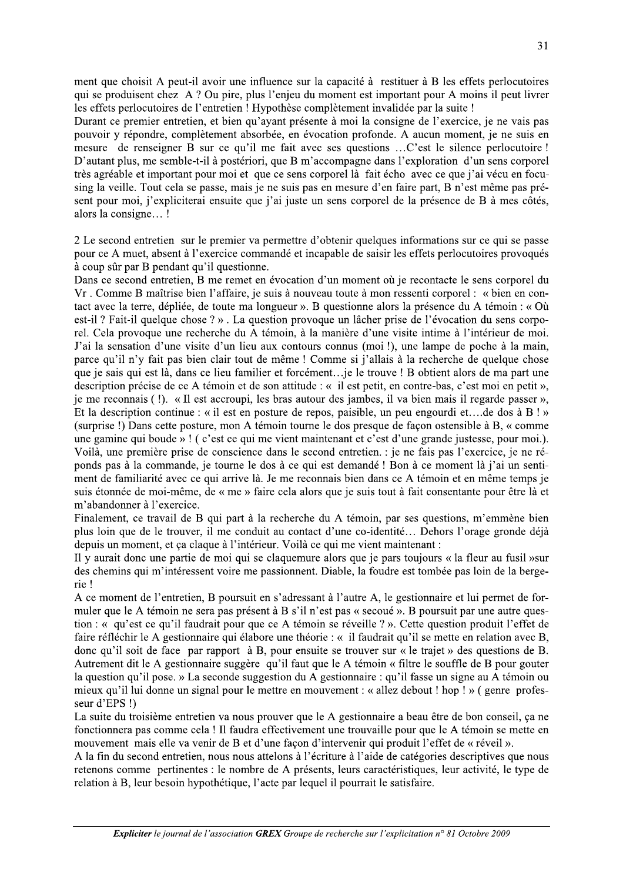ment que choisit A peut-il avoir une influence sur la capacité à restituer à B les effets perlocutoires qui se produisent chez A ? Ou pire, plus l'enjeu du moment est important pour A moins il peut livrer les effets perlocutoires de l'entretien ! Hypothèse complètement invalidée par la suite !

Durant ce premier entretien, et bien qu'ayant présente à moi la consigne de l'exercice, je ne vais pas pouvoir y répondre, complètement absorbée, en évocation profonde. A aucun moment, je ne suis en mesure de renseigner B sur ce qu'il me fait avec ses questions …C'est le silence perlocutoire ! D'autant plus, me semble-t-il à postériori, que B m'accompagne dans l'exploration d'un sens corporel très agréable et important pour moi et que ce sens corporel là fait écho avec ce que j'ai vécu en focusing la veille. Tout cela se passe, mais je ne suis pas en mesure d'en faire part, B n'est même pas présent pour moi, j'expliciterai ensuite que j'ai juste un sens corporel de la présence de B à mes côtés, alors la consigne… !

2 Le second entretien sur le premier va permettre d'obtenir quelques informations sur ce qui se passe pour ce A muet, absent à l'exercice commandé et incapable de saisir les effets perlocutoires provoqués à coup sûr par B pendant qu'il questionne.

Dans ce second entretien, B me remet en évocation d'un moment où je recontacte le sens corporel du Vr . Comme B maîtrise bien l'affaire, je suis à nouveau toute à mon ressenti corporel : « bien en contact avec la terre, dépliée, de toute ma longueur ». B questionne alors la présence du A témoin : « Où est-il ? Fait-il quelque chose ? ». La question provoque un lâcher prise de l'évocation du sens corporel. Cela provoque une recherche du A témoin, à la manière d'une visite intime à l'intérieur de moi. J'ai la sensation d'une visite d'un lieu aux contours connus (moi !), une lampe de poche à la main, parce qu'il n'y fait pas bien clair tout de même ! Comme si j'allais à la recherche de quelque chose que je sais qui est là, dans ce lieu familier et forcément…je le trouve ! B obtient alors de ma part une description précise de ce A témoin et de son attitude : « il est petit, en contre-bas, c'est moi en petit », je me reconnais ( !). « Il est accroupi, les bras autour des jambes, il va bien mais il regarde passer », Et la description continue : « il est en posture de repos, paisible, un peu engourdi et….de dos à B ! » (surprise !) Dans cette posture, mon A témoin tourne le dos presque de façon ostensible à B, « comme une gamine qui boude » ! ( c'est ce qui me vient maintenant et c'est d'une grande justesse, pour moi.). Voilà, une première prise de conscience dans le second entretien. : je ne fais pas l'exercice, je ne réponds pas à la commande, je tourne le dos à ce qui est demandé ! Bon à ce moment là j'ai un sentiment de familiarité avec ce qui arrive là. Je me reconnais bien dans ce A témoin et en même temps je suis étonnée de moi-même, de « me » faire cela alors que je suis tout à fait consentante pour être là et m'abandonner à l'exercice.

Finalement, ce travail de B qui part à la recherche du A témoin, par ses questions, m'emmène bien plus loin que de le trouver, il me conduit au contact d'une co-identité… Dehors l'orage gronde déjà depuis un moment, et ça claque à l'intérieur. Voilà ce qui me vient maintenant :

Il y aurait donc une partie de moi qui se claquemure alors que je pars toujours « la fleur au fusil »sur des chemins qui m'intéressent voire me passionnent. Diable, la foudre est tombée pas loin de la bergerie !

A ce moment de l'entretien, B poursuit en s'adressant à l'autre A, le gestionnaire et lui permet de formuler que le A témoin ne sera pas présent à B s'il n'est pas « secoué ». B poursuit par une autre question : « qu'est ce qu'il faudrait pour que ce A témoin se réveille ? ». Cette question produit l'effet de faire réfléchir le A gestionnaire qui élabore une théorie : « il faudrait qu'il se mette en relation avec B, donc qu'il soit de face par rapport à B, pour ensuite se trouver sur « le trajet » des questions de B. Autrement dit le A gestionnaire suggère qu'il faut que le A témoin « filtre le souffle de B pour gouter la question qu'il pose. » La seconde suggestion du A gestionnaire : qu'il fasse un signe au A témoin ou mieux qu'il lui donne un signal pour le mettre en mouvement : « allez debout ! hop ! » ( genre professeur d'EPS !)

La suite du troisième entretien va nous prouver que le A gestionnaire a beau être de bon conseil, ça ne fonctionnera pas comme cela ! Il faudra effectivement une trouvaille pour que le A témoin se mette en mouvement mais elle va venir de B et d'une façon d'intervenir qui produit l'effet de « réveil ».

A la fin du second entretien, nous nous attelons à l'écriture à l'aide de catégories descriptives que nous retenons comme pertinentes : le nombre de A présents, leurs caractéristiques, leur activité, le type de relation à B, leur besoin hypothétique, l'acte par lequel il pourrait le satisfaire.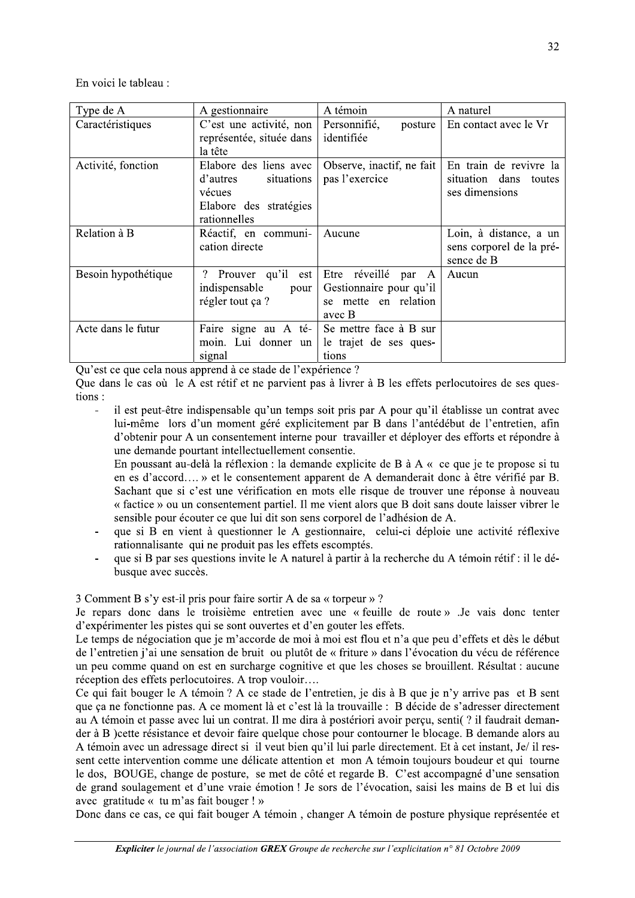En voici le tableau :

| Type de A | A gestionnaire | A témoin | A naturel |
|---|---|---|---|
| Caractéristiques | C'est une activité, non représentée, située dans la tête | Personnifié, posture identifiée | En contact avec le Vr |
| Activité, fonction | Elabore des liens avec d'autres situations vécues<br>Elabore des stratégies rationnelles | Observe, inactif, ne fait pas l'exercice | En train de revivre la situation dans toutes ses dimensions |
| Relation à B | Réactif, en communication directe | Aucune | Loin, à distance, a un sens corporel de la présence de B |
| Besoin hypothétique | ? Prouver qu'il est indispensable pour régler tout ça ? | Etre réveillé par A Gestionnaire pour qu'il se mette en relation avec B | Aucun |
| Acte dans le futur | Faire signe au A témoin. Lui donner un signal | Se mettre face à B sur le trajet de ses questions | |

Qu'est ce que cela nous apprend à ce stade de l'expérience ?

Que dans le cas où le A est rétif et ne parvient pas à livrer à B les effets perlocutoires de ses questions :

- il est peut-être indispensable qu'un temps soit pris par A pour qu'il établisse un contrat avec lui-même lors d'un moment géré explicitement par B dans l'antédébut de l'entretien, afin d'obtenir pour A un consentement interne pour travailler et déployer des efforts et répondre à une demande pourtant intellectuellement consentie.
  En poussant au-delà la réflexion : la demande explicite de B à A « ce que je te propose si tu en es d'accord.... » et le consentement apparent de A demanderait donc à être vérifié par B. Sachant que si c'est une vérification en mots elle risque de trouver une réponse à nouveau « factice » ou un consentement partiel. Il me vient alors que B doit sans doute laisser vibrer le sensible pour écouter ce que lui dit son sens corporel de l'adhésion de A.
- que si B en vient à questionner le A gestionnaire, celui-ci déploie une activité réflexive rationnalisante qui ne produit pas les effets escomptés.
- que si B par ses questions invite le A naturel à partir à la recherche du A témoin rétif : il le débusque avec succès.

3 Comment B s'y est-il pris pour faire sortir A de sa « torpeur » ?

Je repars donc dans le troisième entretien avec une « feuille de route » .Je vais donc tenter d'expérimenter les pistes qui se sont ouvertes et d'en gouter les effets.

Le temps de négociation que je m'accorde de moi à moi est flou et n'a que peu d'effets et dès le début de l'entretien j'ai une sensation de bruit ou plutôt de « friture » dans l'évocation du vécu de référence un peu comme quand on est en surcharge cognitive et que les choses se brouillent. Résultat : aucune réception des effets perlocutoires. A trop vouloir….

Ce qui fait bouger le A témoin ? A ce stade de l'entretien, je dis à B que je n'y arrive pas et B sent que ça ne fonctionne pas. A ce moment là et c'est là la trouvaille : B décide de s'adresser directement au A témoin et passe avec lui un contrat. Il me dira à postériori avoir perçu, senti( ? il faudrait demander à B )cette résistance et devoir faire quelque chose pour contourner le blocage. B demande alors au A témoin avec un adressage direct si il veut bien qu'il lui parle directement. Et à cet instant, Je/ il ressent cette intervention comme une délicate attention et mon A témoin toujours boudeur et qui tourne le dos, BOUGE, change de posture, se met de côté et regarde B. C'est accompagné d'une sensation de grand soulagement et d'une vraie émotion ! Je sors de l'évocation, saisi les mains de B et lui dis avec gratitude « tu m'as fait bouger ! »

Donc dans ce cas, ce qui fait bouger A témoin , changer A témoin de posture physique représentée et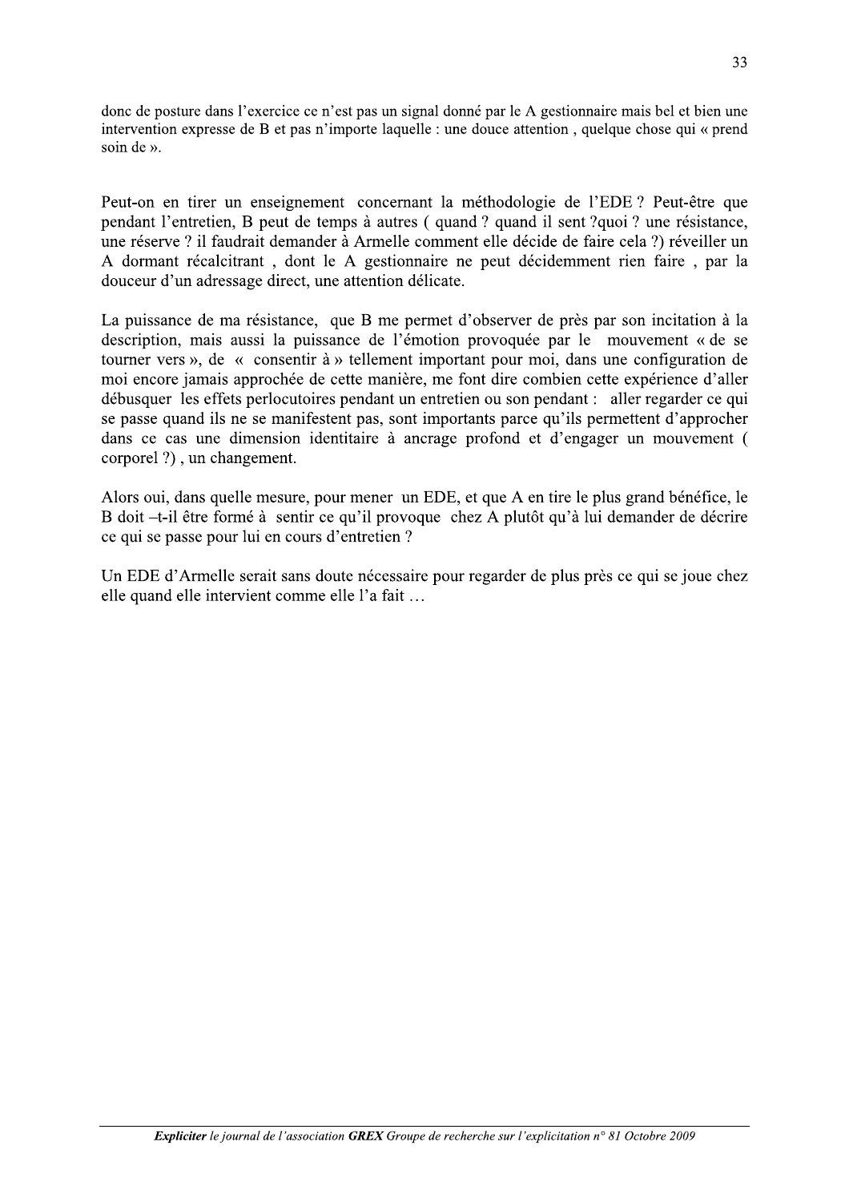donc de posture dans l'exercice ce n'est pas un signal donné par le A gestionnaire mais bel et bien une intervention expresse de B et pas n'importe laquelle : une douce attention , quelque chose qui « prend soin de ».

Peut-on en tirer un enseignement concernant la méthodologie de l'EDE ? Peut-être que pendant l'entretien, B peut de temps à autres ( quand ? quand il sent ?quoi ? une résistance, une réserve ? il faudrait demander à Armelle comment elle décide de faire cela ?) réveiller un A dormant récalcitrant , dont le A gestionnaire ne peut décidemment rien faire , par la douceur d'un adressage direct, une attention délicate.

La puissance de ma résistance, que B me permet d'observer de près par son incitation à la description, mais aussi la puissance de l'émotion provoquée par le mouvement « de se tourner vers », de « consentir à » tellement important pour moi, dans une configuration de moi encore jamais approchée de cette manière, me font dire combien cette expérience d'aller débusquer les effets perlocutoires pendant un entretien ou son pendant : aller regarder ce qui se passe quand ils ne se manifestent pas, sont importants parce qu'ils permettent d'approcher dans ce cas une dimension identitaire à ancrage profond et d'engager un mouvement ( corporel ?) , un changement.

Alors oui, dans quelle mesure, pour mener un EDE, et que A en tire le plus grand bénéfice, le B doit –t-il être formé à sentir ce qu'il provoque chez A plutôt qu'à lui demander de décrire ce qui se passe pour lui en cours d'entretien ?

Un EDE d'Armelle serait sans doute nécessaire pour regarder de plus près ce qui se joue chez elle quand elle intervient comme elle l'a fait …